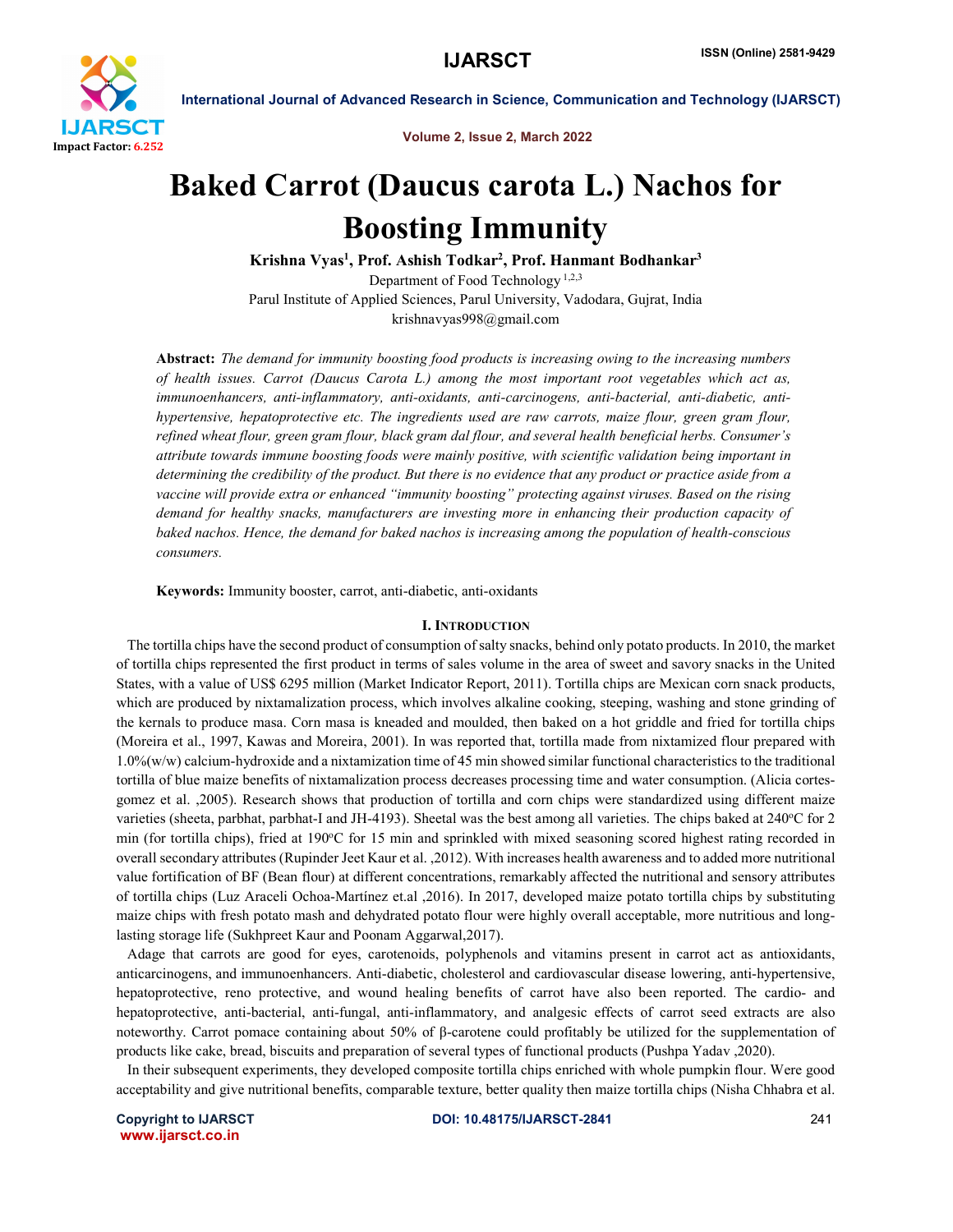# Baked Carrot (Daucus carota L.) Nachos for Boosting Immunity

**Krishna Vyas[1], Prof. Ashish Todkar[2], Prof. Hanmant Bodhankar[3]**

Department of Food Technology [1,2,3]

Parul Institute of Applied Sciences, Parul University, Vadodara, Gujrat, India

krishnavyas998@gmail.com

**Abstract:** *The demand for immunity boosting food products is increasing owing to the increasing numbers of health issues. Carrot (Daucus Carota L.) among the most important root vegetables which act as, immunoenhancers, anti-inflammatory, anti-oxidants, anti-carcinogens, anti-bacterial, anti-diabetic, anti-hypertensive, hepatoprotective etc. The ingredients used are raw carrots, maize flour, green gram flour, refined wheat flour, green gram flour, black gram dal flour, and several health beneficial herbs. Consumer's attribute towards immune boosting foods were mainly positive, with scientific validation being important in determining the credibility of the product. But there is no evidence that any product or practice aside from a vaccine will provide extra or enhanced "immunity boosting" protecting against viruses. Based on the rising demand for healthy snacks, manufacturers are investing more in enhancing their production capacity of baked nachos. Hence, the demand for baked nachos is increasing among the population of health-conscious consumers.*

**Keywords:** Immunity booster, carrot, anti-diabetic, anti-oxidants

## I. Introduction

The tortilla chips have the second product of consumption of salty snacks, behind only potato products. In 2010, the market of tortilla chips represented the first product in terms of sales volume in the area of sweet and savory snacks in the United States, with a value of US$ 6295 million (Market Indicator Report, 2011). Tortilla chips are Mexican corn snack products, which are produced by nixtamalization process, which involves alkaline cooking, steeping, washing and stone grinding of the kernals to produce masa. Corn masa is kneaded and moulded, then baked on a hot griddle and fried for tortilla chips (Moreira et al., 1997, Kawas and Moreira, 2001). In was reported that, tortilla made from nixtamized flour prepared with 1.0%(w/w) calcium-hydroxide and a nixtamization time of 45 min showed similar functional characteristics to the traditional tortilla of blue maize benefits of nixtamalization process decreases processing time and water consumption. (Alicia cortes-gomez et al. ,2005). Research shows that production of tortilla and corn chips were standardized using different maize varieties (sheeta, parbhat, parbhat-I and JH-4193). Sheetal was the best among all varieties. The chips baked at 240$^{o}$C for 2 min (for tortilla chips), fried at 190$^{o}$C for 15 min and sprinkled with mixed seasoning scored highest rating recorded in overall secondary attributes (Rupinder Jeet Kaur et al. ,2012). With increases health awareness and to added more nutritional value fortification of BF (Bean flour) at different concentrations, remarkably affected the nutritional and sensory attributes of tortilla chips (Luz Araceli Ochoa-Martínez et.al ,2016). In 2017, developed maize potato tortilla chips by substituting maize chips with fresh potato mash and dehydrated potato flour were highly overall acceptable, more nutritious and long-lasting storage life (Sukhpreet Kaur and Poonam Aggarwal,2017).

Adage that carrots are good for eyes, carotenoids, polyphenols and vitamins present in carrot act as antioxidants, anticarcinogens, and immunoenhancers. Anti-diabetic, cholesterol and cardiovascular disease lowering, anti-hypertensive, hepatoprotective, reno protective, and wound healing benefits of carrot have also been reported. The cardio- and hepatoprotective, anti-bacterial, anti-fungal, anti-inflammatory, and analgesic effects of carrot seed extracts are also noteworthy. Carrot pomace containing about 50% of β-carotene could profitably be utilized for the supplementation of products like cake, bread, biscuits and preparation of several types of functional products (Pushpa Yadav ,2020).

In their subsequent experiments, they developed composite tortilla chips enriched with whole pumpkin flour. Were good acceptability and give nutritional benefits, comparable texture, better quality then maize tortilla chips (Nisha Chhabra et al.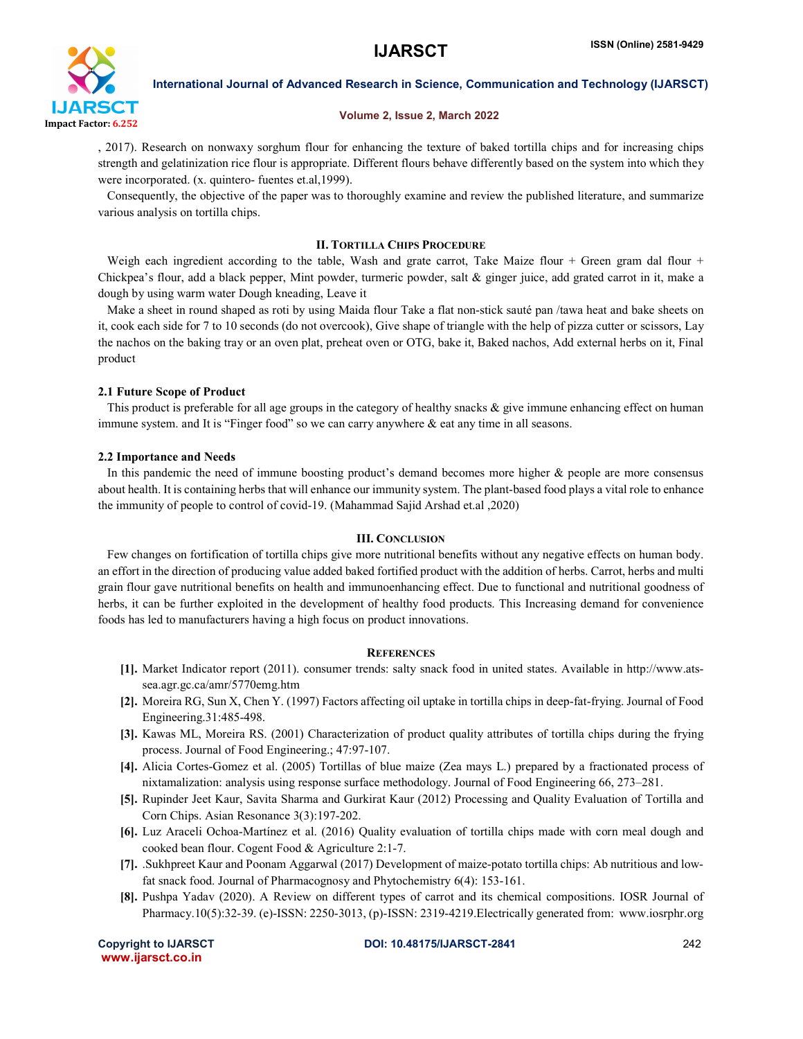, 2017). Research on nonwaxy sorghum flour for enhancing the texture of baked tortilla chips and for increasing chips strength and gelatinization rice flour is appropriate. Different flours behave differently based on the system into which they were incorporated. (x. quintero- fuentes et.al,1999).

Consequently, the objective of the paper was to thoroughly examine and review the published literature, and summarize various analysis on tortilla chips.

## II. Tortilla Chips Procedure

Weigh each ingredient according to the table, Wash and grate carrot, Take Maize flour + Green gram dal flour + Chickpea's flour, add a black pepper, Mint powder, turmeric powder, salt & ginger juice, add grated carrot in it, make a dough by using warm water Dough kneading, Leave it

Make a sheet in round shaped as roti by using Maida flour Take a flat non-stick sauté pan /tawa heat and bake sheets on it, cook each side for 7 to 10 seconds (do not overcook), Give shape of triangle with the help of pizza cutter or scissors, Lay the nachos on the baking tray or an oven plat, preheat oven or OTG, bake it, Baked nachos, Add external herbs on it, Final product

### 2.1 Future Scope of Product

This product is preferable for all age groups in the category of healthy snacks & give immune enhancing effect on human immune system. and It is "Finger food" so we can carry anywhere & eat any time in all seasons.

### 2.2 Importance and Needs

In this pandemic the need of immune boosting product's demand becomes more higher & people are more consensus about health. It is containing herbs that will enhance our immunity system. The plant-based food plays a vital role to enhance the immunity of people to control of covid-19. (Mahammad Sajid Arshad et.al ,2020)

## III. Conclusion

Few changes on fortification of tortilla chips give more nutritional benefits without any negative effects on human body. an effort in the direction of producing value added baked fortified product with the addition of herbs. Carrot, herbs and multi grain flour gave nutritional benefits on health and immunoenhancing effect. Due to functional and nutritional goodness of herbs, it can be further exploited in the development of healthy food products. This Increasing demand for convenience foods has led to manufacturers having a high focus on product innovations.

## References

- **[1].** Market Indicator report (2011). consumer trends: salty snack food in united states. Available in http://www.ats-sea.agr.gc.ca/amr/5770emg.htm
- **[2].** Moreira RG, Sun X, Chen Y. (1997) Factors affecting oil uptake in tortilla chips in deep-fat-frying. Journal of Food Engineering.31:485-498.
- **[3].** Kawas ML, Moreira RS. (2001) Characterization of product quality attributes of tortilla chips during the frying process. Journal of Food Engineering.; 47:97-107.
- **[4].** Alicia Cortes-Gomez et al. (2005) Tortillas of blue maize (Zea mays L.) prepared by a fractionated process of nixtamalization: analysis using response surface methodology. Journal of Food Engineering 66, 273–281.
- **[5].** Rupinder Jeet Kaur, Savita Sharma and Gurkirat Kaur (2012) Processing and Quality Evaluation of Tortilla and Corn Chips. Asian Resonance 3(3):197-202.
- **[6].** Luz Araceli Ochoa-Martínez et al. (2016) Quality evaluation of tortilla chips made with corn meal dough and cooked bean flour. Cogent Food & Agriculture 2:1-7.
- **[7].** .Sukhpreet Kaur and Poonam Aggarwal (2017) Development of maize-potato tortilla chips: Ab nutritious and low-fat snack food. Journal of Pharmacognosy and Phytochemistry 6(4): 153-161.
- **[8].** Pushpa Yadav (2020). A Review on different types of carrot and its chemical compositions. IOSR Journal of Pharmacy.10(5):32-39. (e)-ISSN: 2250-3013, (p)-ISSN: 2319-4219.Electrically generated from: www.iosrphr.org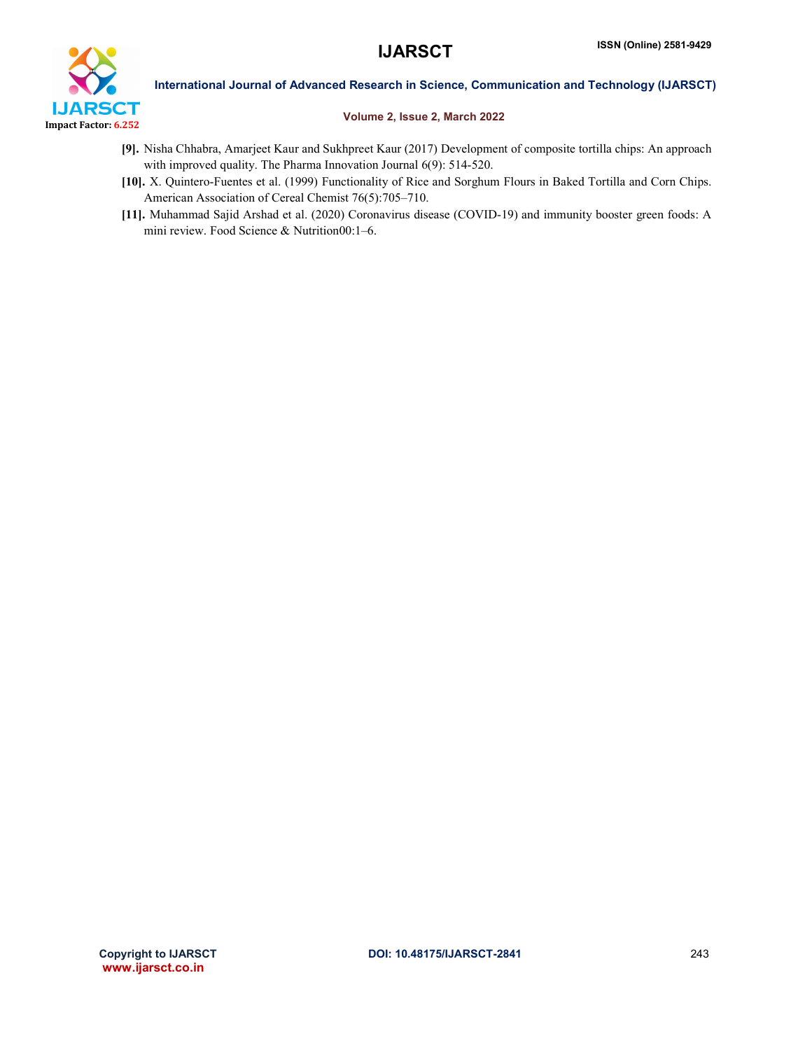**[9].** Nisha Chhabra, Amarjeet Kaur and Sukhpreet Kaur (2017) Development of composite tortilla chips: An approach with improved quality. The Pharma Innovation Journal 6(9): 514-520.

**[10].** X. Quintero-Fuentes et al. (1999) Functionality of Rice and Sorghum Flours in Baked Tortilla and Corn Chips. American Association of Cereal Chemist 76(5):705–710.

**[11].** Muhammad Sajid Arshad et al. (2020) Coronavirus disease (COVID-19) and immunity booster green foods: A mini review. Food Science & Nutrition00:1–6.